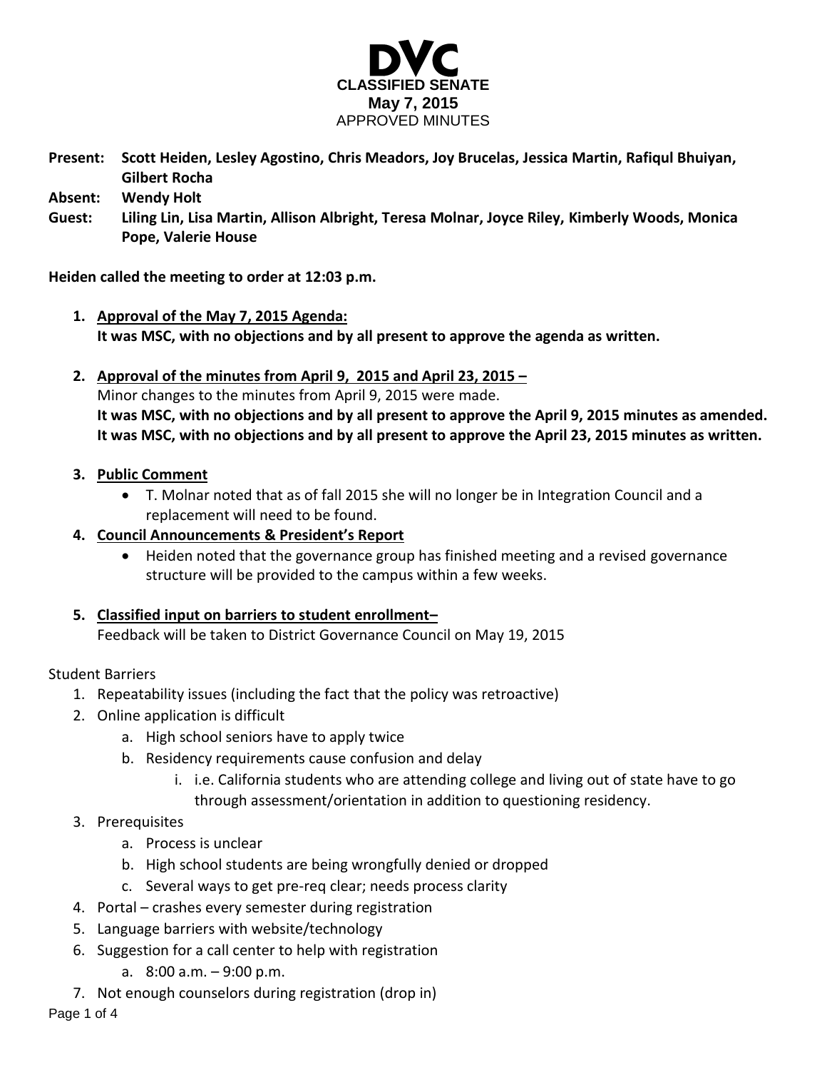# DVC
## CLASSIFIED SENATE
### May 7, 2015
APPROVED MINUTES

**Present:** **Scott Heiden, Lesley Agostino, Chris Meadors, Joy Brucelas, Jessica Martin, Rafiqul Bhuiyan, Gilbert Rocha**

**Absent:** **Wendy Holt**

**Guest:** **Liling Lin, Lisa Martin, Allison Albright, Teresa Molnar, Joyce Riley, Kimberly Woods, Monica Pope, Valerie House**

**Heiden called the meeting to order at 12:03 p.m.**

1. **Approval of the May 7, 2015 Agenda:**
   **It was MSC, with no objections and by all present to approve the agenda as written.**

2. **Approval of the minutes from April 9, 2015 and April 23, 2015 –**
   Minor changes to the minutes from April 9, 2015 were made.
   **It was MSC, with no objections and by all present to approve the April 9, 2015 minutes as amended.**
   **It was MSC, with no objections and by all present to approve the April 23, 2015 minutes as written.**

3. **Public Comment**
   - T. Molnar noted that as of fall 2015 she will no longer be in Integration Council and a replacement will need to be found.

4. **Council Announcements & President's Report**
   - Heiden noted that the governance group has finished meeting and a revised governance structure will be provided to the campus within a few weeks.

5. **Classified input on barriers to student enrollment–**
   Feedback will be taken to District Governance Council on May 19, 2015

Student Barriers

1. Repeatability issues (including the fact that the policy was retroactive)
2. Online application is difficult
   a. High school seniors have to apply twice
   b. Residency requirements cause confusion and delay
      i. i.e. California students who are attending college and living out of state have to go through assessment/orientation in addition to questioning residency.
3. Prerequisites
   a. Process is unclear
   b. High school students are being wrongfully denied or dropped
   c. Several ways to get pre-req clear; needs process clarity
4. Portal – crashes every semester during registration
5. Language barriers with website/technology
6. Suggestion for a call center to help with registration
   a. 8:00 a.m. – 9:00 p.m.
7. Not enough counselors during registration (drop in)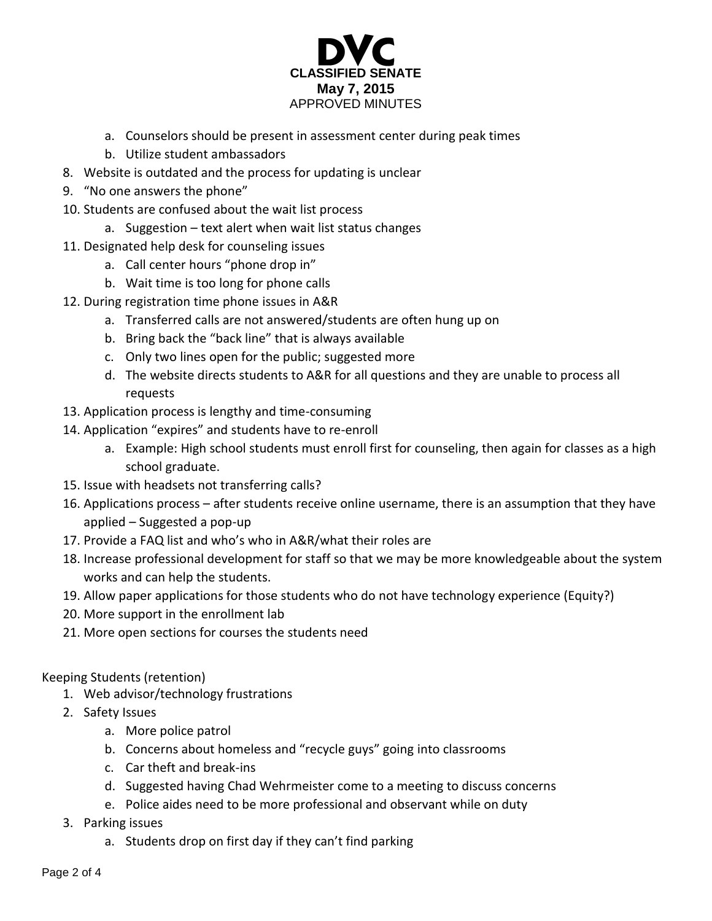a. Counselors should be present in assessment center during peak times
   b. Utilize student ambassadors

8. Website is outdated and the process for updating is unclear
9. "No one answers the phone"
10. Students are confused about the wait list process
    a. Suggestion – text alert when wait list status changes
11. Designated help desk for counseling issues
    a. Call center hours "phone drop in"
    b. Wait time is too long for phone calls
12. During registration time phone issues in A&R
    a. Transferred calls are not answered/students are often hung up on
    b. Bring back the "back line" that is always available
    c. Only two lines open for the public; suggested more
    d. The website directs students to A&R for all questions and they are unable to process all requests
13. Application process is lengthy and time-consuming
14. Application "expires" and students have to re-enroll
    a. Example: High school students must enroll first for counseling, then again for classes as a high school graduate.
15. Issue with headsets not transferring calls?
16. Applications process – after students receive online username, there is an assumption that they have applied – Suggested a pop-up
17. Provide a FAQ list and who's who in A&R/what their roles are
18. Increase professional development for staff so that we may be more knowledgeable about the system works and can help the students.
19. Allow paper applications for those students who do not have technology experience (Equity?)
20. More support in the enrollment lab
21. More open sections for courses the students need

Keeping Students (retention)

1. Web advisor/technology frustrations
2. Safety Issues
   a. More police patrol
   b. Concerns about homeless and "recycle guys" going into classrooms
   c. Car theft and break-ins
   d. Suggested having Chad Wehrmeister come to a meeting to discuss concerns
   e. Police aides need to be more professional and observant while on duty
3. Parking issues
   a. Students drop on first day if they can't find parking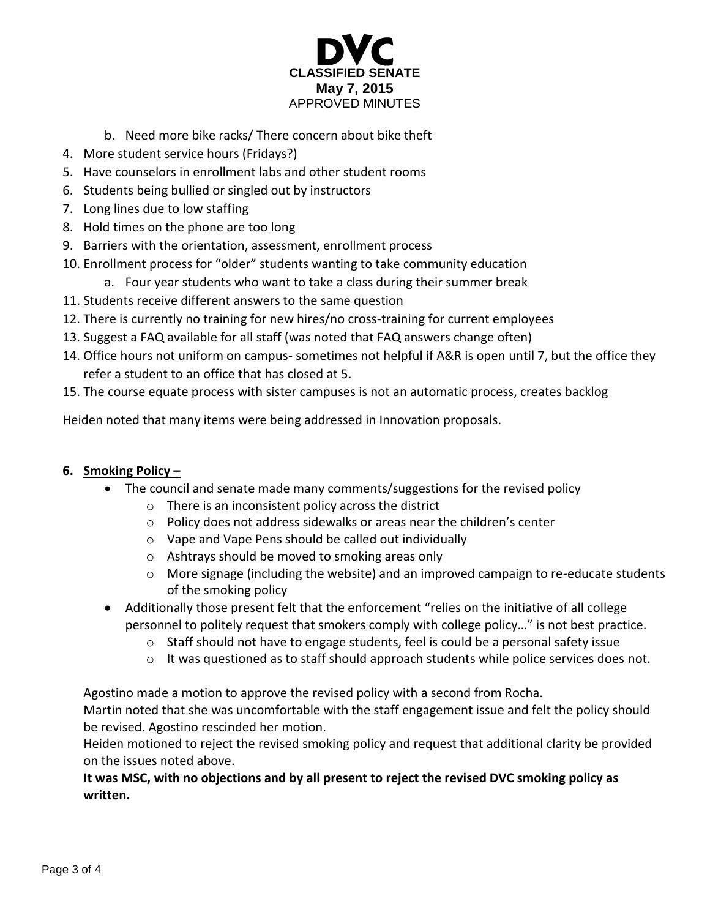b. Need more bike racks/ There concern about bike theft

4. More student service hours (Fridays?)
5. Have counselors in enrollment labs and other student rooms
6. Students being bullied or singled out by instructors
7. Long lines due to low staffing
8. Hold times on the phone are too long
9. Barriers with the orientation, assessment, enrollment process
10. Enrollment process for "older" students wanting to take community education
    a. Four year students who want to take a class during their summer break
11. Students receive different answers to the same question
12. There is currently no training for new hires/no cross-training for current employees
13. Suggest a FAQ available for all staff (was noted that FAQ answers change often)
14. Office hours not uniform on campus- sometimes not helpful if A&R is open until 7, but the office they refer a student to an office that has closed at 5.
15. The course equate process with sister campuses is not an automatic process, creates backlog

Heiden noted that many items were being addressed in Innovation proposals.

**6. Smoking Policy –**

- The council and senate made many comments/suggestions for the revised policy
    - There is an inconsistent policy across the district
    - Policy does not address sidewalks or areas near the children's center
    - Vape and Vape Pens should be called out individually
    - Ashtrays should be moved to smoking areas only
    - More signage (including the website) and an improved campaign to re-educate students of the smoking policy
- Additionally those present felt that the enforcement "relies on the initiative of all college personnel to politely request that smokers comply with college policy…" is not best practice.
    - Staff should not have to engage students, feel is could be a personal safety issue
    - It was questioned as to staff should approach students while police services does not.

Agostino made a motion to approve the revised policy with a second from Rocha.
Martin noted that she was uncomfortable with the staff engagement issue and felt the policy should be revised. Agostino rescinded her motion.
Heiden motioned to reject the revised smoking policy and request that additional clarity be provided on the issues noted above.
**It was MSC, with no objections and by all present to reject the revised DVC smoking policy as written.**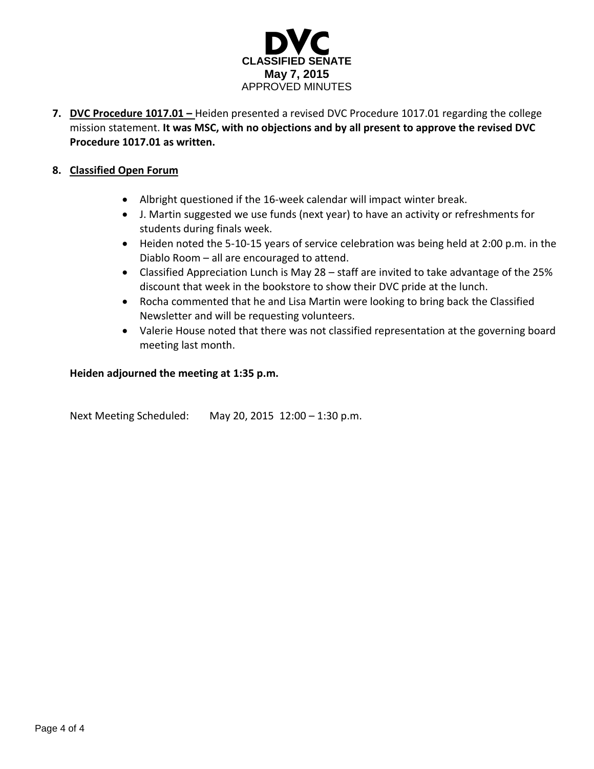DVC
**CLASSIFIED SENATE**
**May 7, 2015**
APPROVED MINUTES

7. **DVC Procedure 1017.01 –** Heiden presented a revised DVC Procedure 1017.01 regarding the college mission statement. **It was MSC, with no objections and by all present to approve the revised DVC Procedure 1017.01 as written.**

8. **Classified Open Forum**

- Albright questioned if the 16-week calendar will impact winter break.
- J. Martin suggested we use funds (next year) to have an activity or refreshments for students during finals week.
- Heiden noted the 5-10-15 years of service celebration was being held at 2:00 p.m. in the Diablo Room – all are encouraged to attend.
- Classified Appreciation Lunch is May 28 – staff are invited to take advantage of the 25% discount that week in the bookstore to show their DVC pride at the lunch.
- Rocha commented that he and Lisa Martin were looking to bring back the Classified Newsletter and will be requesting volunteers.
- Valerie House noted that there was not classified representation at the governing board meeting last month.

**Heiden adjourned the meeting at 1:35 p.m.**

Next Meeting Scheduled: May 20, 2015 12:00 – 1:30 p.m.